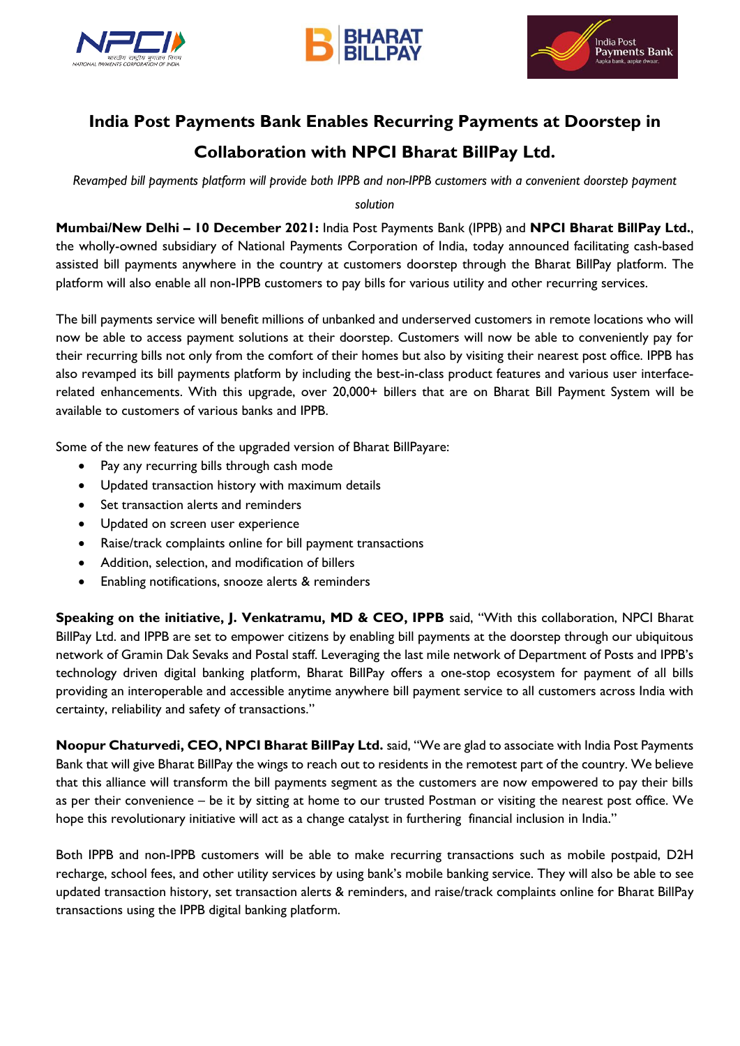# India Post Payments Bank Enables Recurring Payments at Doorstep in Collaboration with NPCI Bharat BillPay Ltd.

*Revamped bill payments platform will provide both IPPB and non-IPPB customers with a convenient doorstep payment solution*

**Mumbai/New Delhi – 10 December 2021:** India Post Payments Bank (IPPB) and **NPCI Bharat BillPay Ltd.**, the wholly-owned subsidiary of National Payments Corporation of India, today announced facilitating cash-based assisted bill payments anywhere in the country at customers doorstep through the Bharat BillPay platform. The platform will also enable all non-IPPB customers to pay bills for various utility and other recurring services.

The bill payments service will benefit millions of unbanked and underserved customers in remote locations who will now be able to access payment solutions at their doorstep. Customers will now be able to conveniently pay for their recurring bills not only from the comfort of their homes but also by visiting their nearest post office. IPPB has also revamped its bill payments platform by including the best-in-class product features and various user interface-related enhancements. With this upgrade, over 20,000+ billers that are on Bharat Bill Payment System will be available to customers of various banks and IPPB.

Some of the new features of the upgraded version of Bharat BillPayare:

- Pay any recurring bills through cash mode
- Updated transaction history with maximum details
- Set transaction alerts and reminders
- Updated on screen user experience
- Raise/track complaints online for bill payment transactions
- Addition, selection, and modification of billers
- Enabling notifications, snooze alerts & reminders

**Speaking on the initiative, J. Venkatramu, MD & CEO, IPPB** said, "With this collaboration, NPCI Bharat BillPay Ltd. and IPPB are set to empower citizens by enabling bill payments at the doorstep through our ubiquitous network of Gramin Dak Sevaks and Postal staff. Leveraging the last mile network of Department of Posts and IPPB's technology driven digital banking platform, Bharat BillPay offers a one-stop ecosystem for payment of all bills providing an interoperable and accessible anytime anywhere bill payment service to all customers across India with certainty, reliability and safety of transactions."

**Noopur Chaturvedi, CEO, NPCI Bharat BillPay Ltd.** said, "We are glad to associate with India Post Payments Bank that will give Bharat BillPay the wings to reach out to residents in the remotest part of the country. We believe that this alliance will transform the bill payments segment as the customers are now empowered to pay their bills as per their convenience – be it by sitting at home to our trusted Postman or visiting the nearest post office. We hope this revolutionary initiative will act as a change catalyst in furthering financial inclusion in India."

Both IPPB and non-IPPB customers will be able to make recurring transactions such as mobile postpaid, D2H recharge, school fees, and other utility services by using bank's mobile banking service. They will also be able to see updated transaction history, set transaction alerts & reminders, and raise/track complaints online for Bharat BillPay transactions using the IPPB digital banking platform.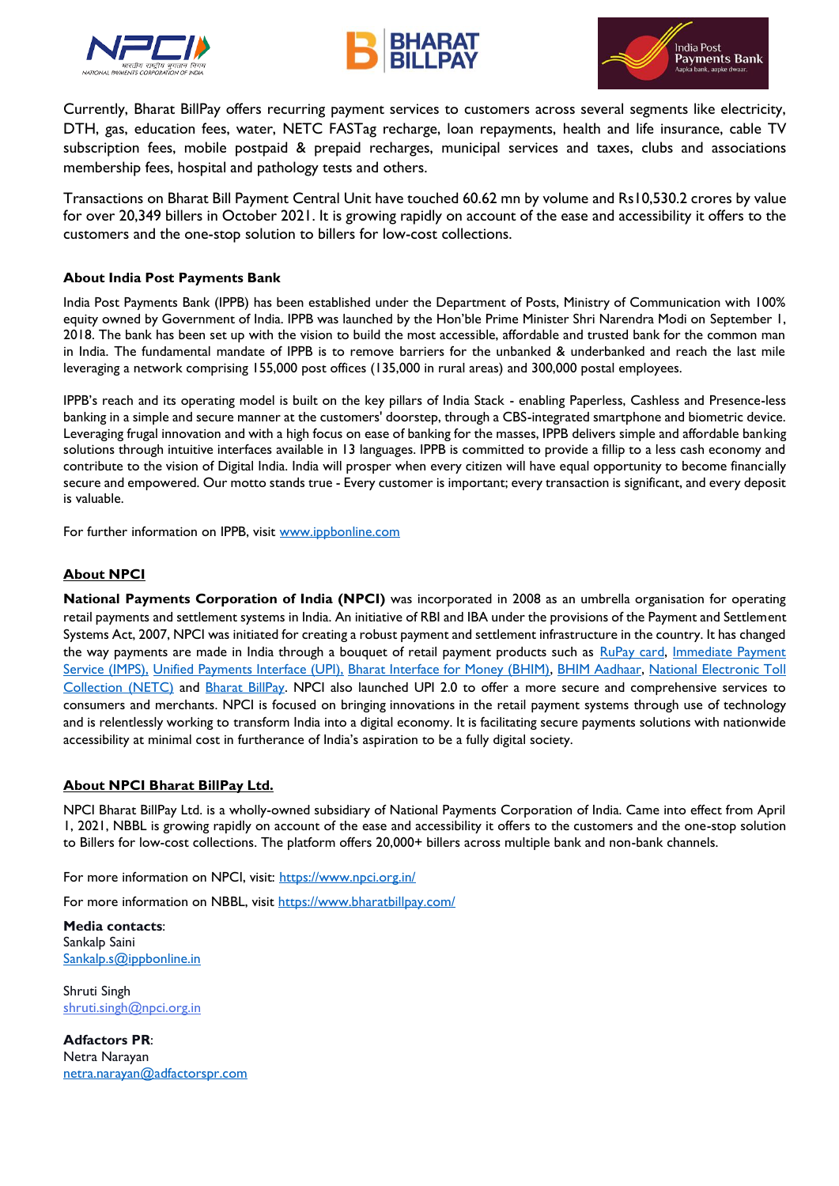Currently, Bharat BillPay offers recurring payment services to customers across several segments like electricity, DTH, gas, education fees, water, NETC FASTag recharge, loan repayments, health and life insurance, cable TV subscription fees, mobile postpaid & prepaid recharges, municipal services and taxes, clubs and associations membership fees, hospital and pathology tests and others.

Transactions on Bharat Bill Payment Central Unit have touched 60.62 mn by volume and Rs10,530.2 crores by value for over 20,349 billers in October 2021. It is growing rapidly on account of the ease and accessibility it offers to the customers and the one-stop solution to billers for low-cost collections.

**About India Post Payments Bank**

India Post Payments Bank (IPPB) has been established under the Department of Posts, Ministry of Communication with 100% equity owned by Government of India. IPPB was launched by the Hon'ble Prime Minister Shri Narendra Modi on September 1, 2018. The bank has been set up with the vision to build the most accessible, affordable and trusted bank for the common man in India. The fundamental mandate of IPPB is to remove barriers for the unbanked & underbanked and reach the last mile leveraging a network comprising 155,000 post offices (135,000 in rural areas) and 300,000 postal employees.

IPPB's reach and its operating model is built on the key pillars of India Stack - enabling Paperless, Cashless and Presence-less banking in a simple and secure manner at the customers' doorstep, through a CBS-integrated smartphone and biometric device. Leveraging frugal innovation and with a high focus on ease of banking for the masses, IPPB delivers simple and affordable banking solutions through intuitive interfaces available in 13 languages. IPPB is committed to provide a fillip to a less cash economy and contribute to the vision of Digital India. India will prosper when every citizen will have equal opportunity to become financially secure and empowered. Our motto stands true - Every customer is important; every transaction is significant, and every deposit is valuable.

For further information on IPPB, visit www.ippbonline.com

**About NPCI**

**National Payments Corporation of India (NPCI)** was incorporated in 2008 as an umbrella organisation for operating retail payments and settlement systems in India. An initiative of RBI and IBA under the provisions of the Payment and Settlement Systems Act, 2007, NPCI was initiated for creating a robust payment and settlement infrastructure in the country. It has changed the way payments are made in India through a bouquet of retail payment products such as RuPay card, Immediate Payment Service (IMPS), Unified Payments Interface (UPI), Bharat Interface for Money (BHIM), BHIM Aadhaar, National Electronic Toll Collection (NETC) and Bharat BillPay. NPCI also launched UPI 2.0 to offer a more secure and comprehensive services to consumers and merchants. NPCI is focused on bringing innovations in the retail payment systems through use of technology and is relentlessly working to transform India into a digital economy. It is facilitating secure payments solutions with nationwide accessibility at minimal cost in furtherance of India's aspiration to be a fully digital society.

**About NPCI Bharat BillPay Ltd.**

NPCI Bharat BillPay Ltd. is a wholly-owned subsidiary of National Payments Corporation of India. Came into effect from April 1, 2021, NBBL is growing rapidly on account of the ease and accessibility it offers to the customers and the one-stop solution to Billers for low-cost collections. The platform offers 20,000+ billers across multiple bank and non-bank channels.

For more information on NPCI, visit: https://www.npci.org.in/

For more information on NBBL, visit https://www.bharatbillpay.com/

**Media contacts**:
Sankalp Saini
Sankalp.s@ippbonline.in

Shruti Singh
shruti.singh@npci.org.in

**Adfactors PR**:
Netra Narayan
netra.narayan@adfactorspr.com